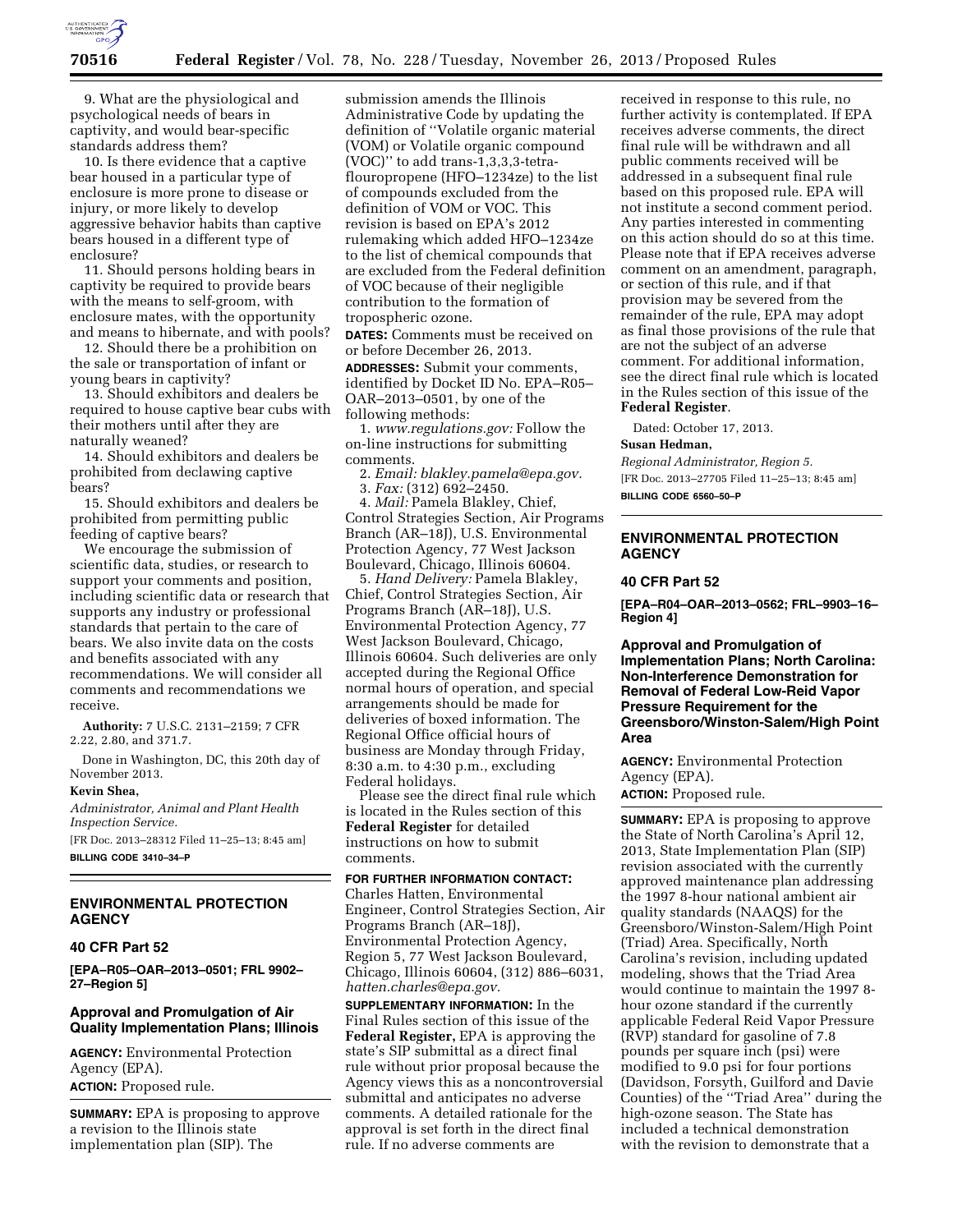9. What are the physiological and psychological needs of bears in captivity, and would bear-specific standards address them?

10. Is there evidence that a captive bear housed in a particular type of enclosure is more prone to disease or injury, or more likely to develop aggressive behavior habits than captive bears housed in a different type of enclosure?

11. Should persons holding bears in captivity be required to provide bears with the means to self-groom, with enclosure mates, with the opportunity and means to hibernate, and with pools?

12. Should there be a prohibition on the sale or transportation of infant or young bears in captivity?

13. Should exhibitors and dealers be required to house captive bear cubs with their mothers until after they are naturally weaned?

14. Should exhibitors and dealers be prohibited from declawing captive bears?

15. Should exhibitors and dealers be prohibited from permitting public feeding of captive bears?

We encourage the submission of scientific data, studies, or research to support your comments and position, including scientific data or research that supports any industry or professional standards that pertain to the care of bears. We also invite data on the costs and benefits associated with any recommendations. We will consider all comments and recommendations we receive.

**Authority:** 7 U.S.C. 2131–2159; 7 CFR 2.22, 2.80, and 371.7.

Done in Washington, DC, this 20th day of November 2013.

**Kevin Shea,**

*Administrator, Animal and Plant Health Inspection Service.*

[FR Doc. 2013–28312 Filed 11–25–13; 8:45 am]

**BILLING CODE 3410–34–P**

## ENVIRONMENTAL PROTECTION AGENCY

### 40 CFR Part 52

**[EPA–R05–OAR–2013–0501; FRL 9902–27–Region 5]**

### Approval and Promulgation of Air Quality Implementation Plans; Illinois

**AGENCY:** Environmental Protection Agency (EPA).

**ACTION:** Proposed rule.

**SUMMARY:** EPA is proposing to approve a revision to the Illinois state implementation plan (SIP). The submission amends the Illinois Administrative Code by updating the definition of ''Volatile organic material (VOM) or Volatile organic compound (VOC)'' to add trans-1,3,3,3-tetra-flouropropene (HFO–1234ze) to the list of compounds excluded from the definition of VOM or VOC. This revision is based on EPA's 2012 rulemaking which added HFO–1234ze to the list of chemical compounds that are excluded from the Federal definition of VOC because of their negligible contribution to the formation of tropospheric ozone.

**DATES:** Comments must be received on or before December 26, 2013.

**ADDRESSES:** Submit your comments, identified by Docket ID No. EPA–R05–OAR–2013–0501, by one of the following methods:

1. *www.regulations.gov:* Follow the on-line instructions for submitting comments.

2. *Email: blakley.pamela@epa.gov.*

3. *Fax:* (312) 692–2450.

4. *Mail:* Pamela Blakley, Chief, Control Strategies Section, Air Programs Branch (AR–18J), U.S. Environmental Protection Agency, 77 West Jackson Boulevard, Chicago, Illinois 60604.

5. *Hand Delivery:* Pamela Blakley, Chief, Control Strategies Section, Air Programs Branch (AR–18J), U.S. Environmental Protection Agency, 77 West Jackson Boulevard, Chicago, Illinois 60604. Such deliveries are only accepted during the Regional Office normal hours of operation, and special arrangements should be made for deliveries of boxed information. The Regional Office official hours of business are Monday through Friday, 8:30 a.m. to 4:30 p.m., excluding Federal holidays.

Please see the direct final rule which is located in the Rules section of this **Federal Register** for detailed instructions on how to submit comments.

**FOR FURTHER INFORMATION CONTACT:** Charles Hatten, Environmental Engineer, Control Strategies Section, Air Programs Branch (AR–18J), Environmental Protection Agency, Region 5, 77 West Jackson Boulevard, Chicago, Illinois 60604, (312) 886–6031, *hatten.charles@epa.gov.*

**SUPPLEMENTARY INFORMATION:** In the Final Rules section of this issue of the **Federal Register,** EPA is approving the state's SIP submittal as a direct final rule without prior proposal because the Agency views this as a noncontroversial submittal and anticipates no adverse comments. A detailed rationale for the approval is set forth in the direct final rule. If no adverse comments are received in response to this rule, no further activity is contemplated. If EPA receives adverse comments, the direct final rule will be withdrawn and all public comments received will be addressed in a subsequent final rule based on this proposed rule. EPA will not institute a second comment period. Any parties interested in commenting on this action should do so at this time. Please note that if EPA receives adverse comment on an amendment, paragraph, or section of this rule, and if that provision may be severed from the remainder of the rule, EPA may adopt as final those provisions of the rule that are not the subject of an adverse comment. For additional information, see the direct final rule which is located in the Rules section of this issue of the **Federal Register**.

Dated: October 17, 2013.

**Susan Hedman,**

*Regional Administrator, Region 5.*

[FR Doc. 2013–27705 Filed 11–25–13; 8:45 am]

**BILLING CODE 6560–50–P**

## ENVIRONMENTAL PROTECTION AGENCY

### 40 CFR Part 52

**[EPA–R04–OAR–2013–0562; FRL–9903–16–Region 4]**

### Approval and Promulgation of Implementation Plans; North Carolina: Non-Interference Demonstration for Removal of Federal Low-Reid Vapor Pressure Requirement for the Greensboro/Winston-Salem/High Point Area

**AGENCY:** Environmental Protection Agency (EPA).

**ACTION:** Proposed rule.

**SUMMARY:** EPA is proposing to approve the State of North Carolina's April 12, 2013, State Implementation Plan (SIP) revision associated with the currently approved maintenance plan addressing the 1997 8-hour national ambient air quality standards (NAAQS) for the Greensboro/Winston-Salem/High Point (Triad) Area. Specifically, North Carolina's revision, including updated modeling, shows that the Triad Area would continue to maintain the 1997 8-hour ozone standard if the currently applicable Federal Reid Vapor Pressure (RVP) standard for gasoline of 7.8 pounds per square inch (psi) were modified to 9.0 psi for four portions (Davidson, Forsyth, Guilford and Davie Counties) of the ''Triad Area'' during the high-ozone season. The State has included a technical demonstration with the revision to demonstrate that a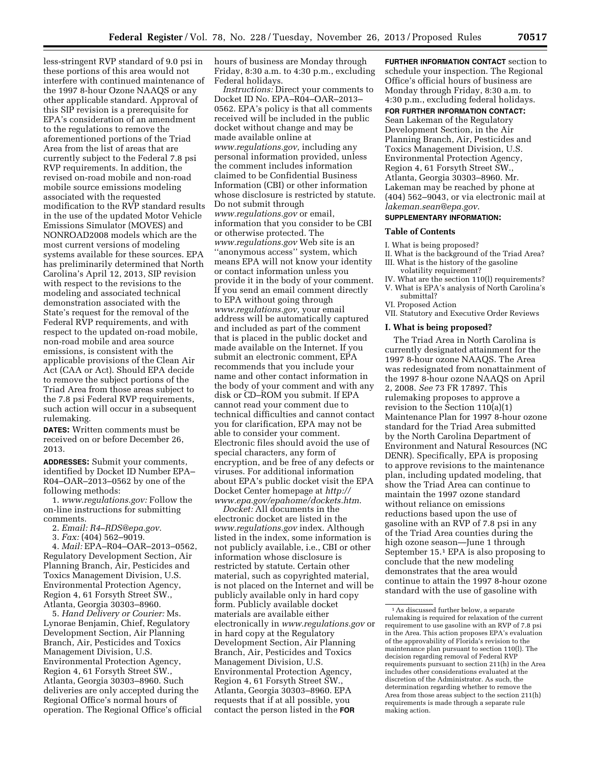less-stringent RVP standard of 9.0 psi in these portions of this area would not interfere with continued maintenance of the 1997 8-hour Ozone NAAQS or any other applicable standard. Approval of this SIP revision is a prerequisite for EPA's consideration of an amendment to the regulations to remove the aforementioned portions of the Triad Area from the list of areas that are currently subject to the Federal 7.8 psi RVP requirements. In addition, the revised on-road mobile and non-road mobile source emissions modeling associated with the requested modification to the RVP standard results in the use of the updated Motor Vehicle Emissions Simulator (MOVES) and NONROAD2008 models which are the most current versions of modeling systems available for these sources. EPA has preliminarily determined that North Carolina's April 12, 2013, SIP revision with respect to the revisions to the modeling and associated technical demonstration associated with the State's request for the removal of the Federal RVP requirements, and with respect to the updated on-road mobile, non-road mobile and area source emissions, is consistent with the applicable provisions of the Clean Air Act (CAA or Act). Should EPA decide to remove the subject portions of the Triad Area from those areas subject to the 7.8 psi Federal RVP requirements, such action will occur in a subsequent rulemaking.

**DATES:** Written comments must be received on or before December 26, 2013.

**ADDRESSES:** Submit your comments, identified by Docket ID Number EPA–R04–OAR–2013–0562 by one of the following methods:

1. *www.regulations.gov:* Follow the on-line instructions for submitting comments.
2. *Email: R4–RDS@epa.gov.*
3. *Fax:* (404) 562–9019.
4. *Mail:* EPA–R04–OAR–2013–0562, Regulatory Development Section, Air Planning Branch, Air, Pesticides and Toxics Management Division, U.S. Environmental Protection Agency, Region 4, 61 Forsyth Street SW., Atlanta, Georgia 30303–8960.
5. *Hand Delivery or Courier:* Ms. Lynorae Benjamin, Chief, Regulatory Development Section, Air Planning Branch, Air, Pesticides and Toxics Management Division, U.S. Environmental Protection Agency, Region 4, 61 Forsyth Street SW., Atlanta, Georgia 30303–8960. Such deliveries are only accepted during the Regional Office's normal hours of operation. The Regional Office's official hours of business are Monday through Friday, 8:30 a.m. to 4:30 p.m., excluding Federal holidays.

*Instructions:* Direct your comments to Docket ID No. EPA–R04–OAR–2013–0562. EPA's policy is that all comments received will be included in the public docket without change and may be made available online at *www.regulations.gov,* including any personal information provided, unless the comment includes information claimed to be Confidential Business Information (CBI) or other information whose disclosure is restricted by statute. Do not submit through *www.regulations.gov* or email, information that you consider to be CBI or otherwise protected. The *www.regulations.gov* Web site is an ''anonymous access'' system, which means EPA will not know your identity or contact information unless you provide it in the body of your comment. If you send an email comment directly to EPA without going through *www.regulations.gov,* your email address will be automatically captured and included as part of the comment that is placed in the public docket and made available on the Internet. If you submit an electronic comment, EPA recommends that you include your name and other contact information in the body of your comment and with any disk or CD–ROM you submit. If EPA cannot read your comment due to technical difficulties and cannot contact you for clarification, EPA may not be able to consider your comment. Electronic files should avoid the use of special characters, any form of encryption, and be free of any defects or viruses. For additional information about EPA's public docket visit the EPA Docket Center homepage at *http://www.epa.gov/epahome/dockets.htm.*

*Docket:* All documents in the electronic docket are listed in the *www.regulations.gov* index. Although listed in the index, some information is not publicly available, i.e., CBI or other information whose disclosure is restricted by statute. Certain other material, such as copyrighted material, is not placed on the Internet and will be publicly available only in hard copy form. Publicly available docket materials are available either electronically in *www.regulations.gov* or in hard copy at the Regulatory Development Section, Air Planning Branch, Air, Pesticides and Toxics Management Division, U.S. Environmental Protection Agency, Region 4, 61 Forsyth Street SW., Atlanta, Georgia 30303–8960. EPA requests that if at all possible, you contact the person listed in the **FOR FURTHER INFORMATION CONTACT** section to schedule your inspection. The Regional Office's official hours of business are Monday through Friday, 8:30 a.m. to 4:30 p.m., excluding federal holidays.

**FOR FURTHER INFORMATION CONTACT:** Sean Lakeman of the Regulatory Development Section, in the Air Planning Branch, Air, Pesticides and Toxics Management Division, U.S. Environmental Protection Agency, Region 4, 61 Forsyth Street SW., Atlanta, Georgia 30303–8960. Mr. Lakeman may be reached by phone at (404) 562–9043, or via electronic mail at *lakeman.sean@epa.gov.*

**SUPPLEMENTARY INFORMATION:**

## Table of Contents

I. What is being proposed?
II. What is the background of the Triad Area?
III. What is the history of the gasoline volatility requirement?
IV. What are the section 110(l) requirements?
V. What is EPA's analysis of North Carolina's submittal?
VI. Proposed Action
VII. Statutory and Executive Order Reviews

## I. What is being proposed?

The Triad Area in North Carolina is currently designated attainment for the 1997 8-hour ozone NAAQS. The Area was redesignated from nonattainment of the 1997 8-hour ozone NAAQS on April 2, 2008. *See* 73 FR 17897. This rulemaking proposes to approve a revision to the Section 110(a)(1) Maintenance Plan for 1997 8-hour ozone standard for the Triad Area submitted by the North Carolina Department of Environment and Natural Resources (NC DENR). Specifically, EPA is proposing to approve revisions to the maintenance plan, including updated modeling, that show the Triad Area can continue to maintain the 1997 ozone standard without reliance on emissions reductions based upon the use of gasoline with an RVP of 7.8 psi in any of the Triad Area counties during the high ozone season—June 1 through September 15.[1] EPA is also proposing to conclude that the new modeling demonstrates that the area would continue to attain the 1997 8-hour ozone standard with the use of gasoline with

[1] As discussed further below, a separate rulemaking is required for relaxation of the current requirement to use gasoline with an RVP of 7.8 psi in the Area. This action proposes EPA's evaluation of the approvability of Florida's revision to the maintenance plan pursuant to section 110(l). The decision regarding removal of Federal RVP requirements pursuant to section 211(h) in the Area includes other considerations evaluated at the discretion of the Administrator. As such, the determination regarding whether to remove the Area from those areas subject to the section 211(h) requirements is made through a separate rule making action.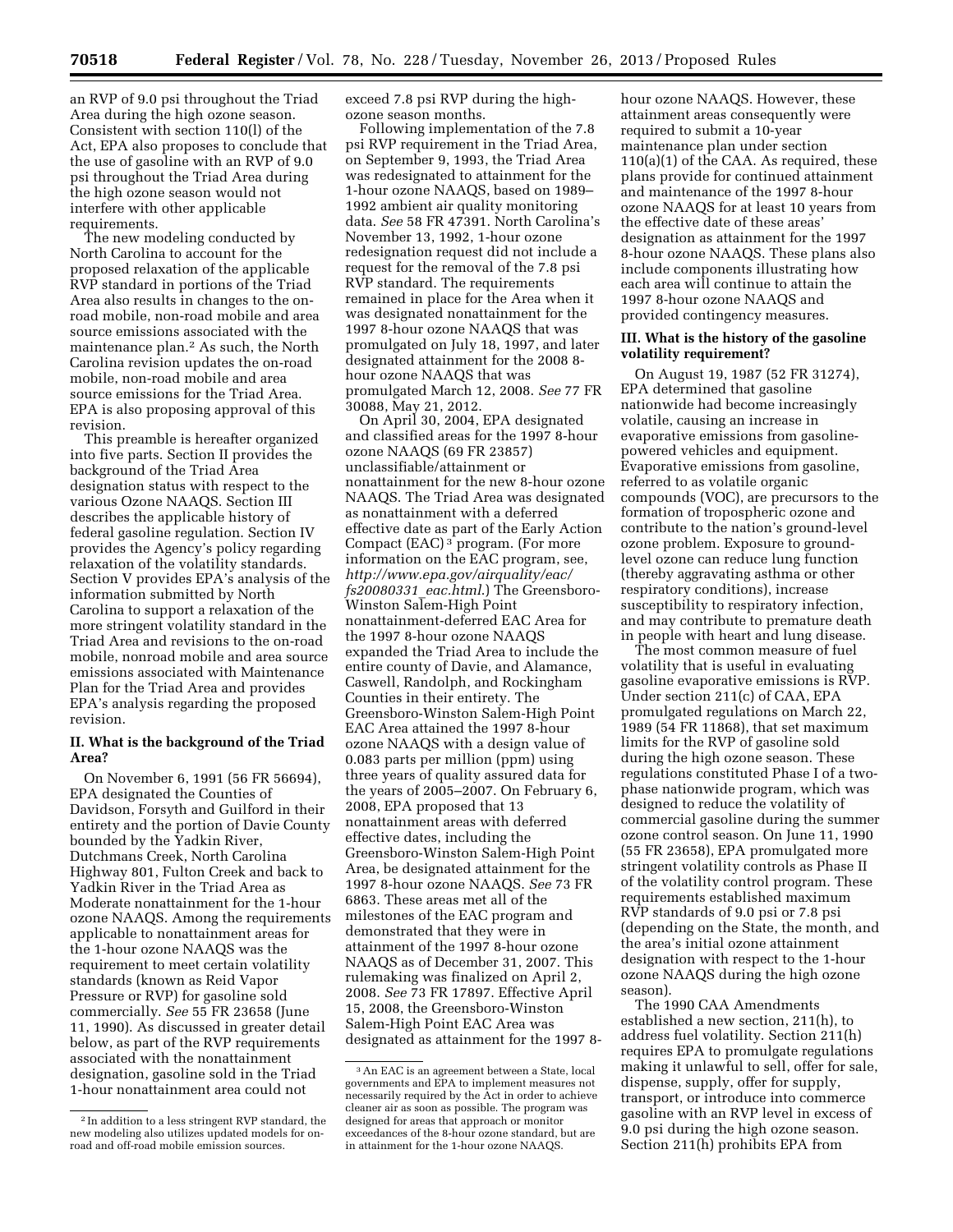an RVP of 9.0 psi throughout the Triad Area during the high ozone season. Consistent with section 110(l) of the Act, EPA also proposes to conclude that the use of gasoline with an RVP of 9.0 psi throughout the Triad Area during the high ozone season would not interfere with other applicable requirements.

The new modeling conducted by North Carolina to account for the proposed relaxation of the applicable RVP standard in portions of the Triad Area also results in changes to the on-road mobile, non-road mobile and area source emissions associated with the maintenance plan.[2] As such, the North Carolina revision updates the on-road mobile, non-road mobile and area source emissions for the Triad Area. EPA is also proposing approval of this revision.

This preamble is hereafter organized into five parts. Section II provides the background of the Triad Area designation status with respect to the various Ozone NAAQS. Section III describes the applicable history of federal gasoline regulation. Section IV provides the Agency's policy regarding relaxation of the volatility standards. Section V provides EPA's analysis of the information submitted by North Carolina to support a relaxation of the more stringent volatility standard in the Triad Area and revisions to the on-road mobile, nonroad mobile and area source emissions associated with Maintenance Plan for the Triad Area and provides EPA's analysis regarding the proposed revision.

## II. What is the background of the Triad Area?

On November 6, 1991 (56 FR 56694), EPA designated the Counties of Davidson, Forsyth and Guilford in their entirety and the portion of Davie County bounded by the Yadkin River, Dutchmans Creek, North Carolina Highway 801, Fulton Creek and back to Yadkin River in the Triad Area as Moderate nonattainment for the 1-hour ozone NAAQS. Among the requirements applicable to nonattainment areas for the 1-hour ozone NAAQS was the requirement to meet certain volatility standards (known as Reid Vapor Pressure or RVP) for gasoline sold commercially. *See* 55 FR 23658 (June 11, 1990). As discussed in greater detail below, as part of the RVP requirements associated with the nonattainment designation, gasoline sold in the Triad 1-hour nonattainment area could not exceed 7.8 psi RVP during the high-ozone season months.

Following implementation of the 7.8 psi RVP requirement in the Triad Area, on September 9, 1993, the Triad Area was redesignated to attainment for the 1-hour ozone NAAQS, based on 1989–1992 ambient air quality monitoring data. *See* 58 FR 47391. North Carolina's November 13, 1992, 1-hour ozone redesignation request did not include a request for the removal of the 7.8 psi RVP standard. The requirements remained in place for the Area when it was designated nonattainment for the 1997 8-hour ozone NAAQS that was promulgated on July 18, 1997, and later designated attainment for the 2008 8-hour ozone NAAQS that was promulgated March 12, 2008. *See* 77 FR 30088, May 21, 2012.

On April 30, 2004, EPA designated and classified areas for the 1997 8-hour ozone NAAQS (69 FR 23857) unclassifiable/attainment or nonattainment for the new 8-hour ozone NAAQS. The Triad Area was designated as nonattainment with a deferred effective date as part of the Early Action Compact (EAC)[3] program. (For more information on the EAC program, see, *http://www.epa.gov/airquality/eac/fs20080331_eac.html*.) The Greensboro-Winston Salem-High Point nonattainment-deferred EAC Area for the 1997 8-hour ozone NAAQS expanded the Triad Area to include the entire county of Davie, and Alamance, Caswell, Randolph, and Rockingham Counties in their entirety. The Greensboro-Winston Salem-High Point EAC Area attained the 1997 8-hour ozone NAAQS with a design value of 0.083 parts per million (ppm) using three years of quality assured data for the years of 2005–2007. On February 6, 2008, EPA proposed that 13 nonattainment areas with deferred effective dates, including the Greensboro-Winston Salem-High Point Area, be designated attainment for the 1997 8-hour ozone NAAQS. *See* 73 FR 6863. These areas met all of the milestones of the EAC program and demonstrated that they were in attainment of the 1997 8-hour ozone NAAQS as of December 31, 2007. This rulemaking was finalized on April 2, 2008. *See* 73 FR 17897. Effective April 15, 2008, the Greensboro-Winston Salem-High Point EAC Area was designated as attainment for the 1997 8-hour ozone NAAQS. However, these attainment areas consequently were required to submit a 10-year maintenance plan under section 110(a)(1) of the CAA. As required, these plans provide for continued attainment and maintenance of the 1997 8-hour ozone NAAQS for at least 10 years from the effective date of these areas' designation as attainment for the 1997 8-hour ozone NAAQS. These plans also include components illustrating how each area will continue to attain the 1997 8-hour ozone NAAQS and provided contingency measures.

## III. What is the history of the gasoline volatility requirement?

On August 19, 1987 (52 FR 31274), EPA determined that gasoline nationwide had become increasingly volatile, causing an increase in evaporative emissions from gasoline-powered vehicles and equipment. Evaporative emissions from gasoline, referred to as volatile organic compounds (VOC), are precursors to the formation of tropospheric ozone and contribute to the nation's ground-level ozone problem. Exposure to ground-level ozone can reduce lung function (thereby aggravating asthma or other respiratory conditions), increase susceptibility to respiratory infection, and may contribute to premature death in people with heart and lung disease.

The most common measure of fuel volatility that is useful in evaluating gasoline evaporative emissions is RVP. Under section 211(c) of CAA, EPA promulgated regulations on March 22, 1989 (54 FR 11868), that set maximum limits for the RVP of gasoline sold during the high ozone season. These regulations constituted Phase I of a two-phase nationwide program, which was designed to reduce the volatility of commercial gasoline during the summer ozone control season. On June 11, 1990 (55 FR 23658), EPA promulgated more stringent volatility controls as Phase II of the volatility control program. These requirements established maximum RVP standards of 9.0 psi or 7.8 psi (depending on the State, the month, and the area's initial ozone attainment designation with respect to the 1-hour ozone NAAQS during the high ozone season).

The 1990 CAA Amendments established a new section, 211(h), to address fuel volatility. Section 211(h) requires EPA to promulgate regulations making it unlawful to sell, offer for sale, dispense, supply, offer for supply, transport, or introduce into commerce gasoline with an RVP level in excess of 9.0 psi during the high ozone season. Section 211(h) prohibits EPA from

[2] In addition to a less stringent RVP standard, the new modeling also utilizes updated models for on-road and off-road mobile emission sources.

[3] An EAC is an agreement between a State, local governments and EPA to implement measures not necessarily required by the Act in order to achieve cleaner air as soon as possible. The program was designed for areas that approach or monitor exceedances of the 8-hour ozone standard, but are in attainment for the 1-hour ozone NAAQS.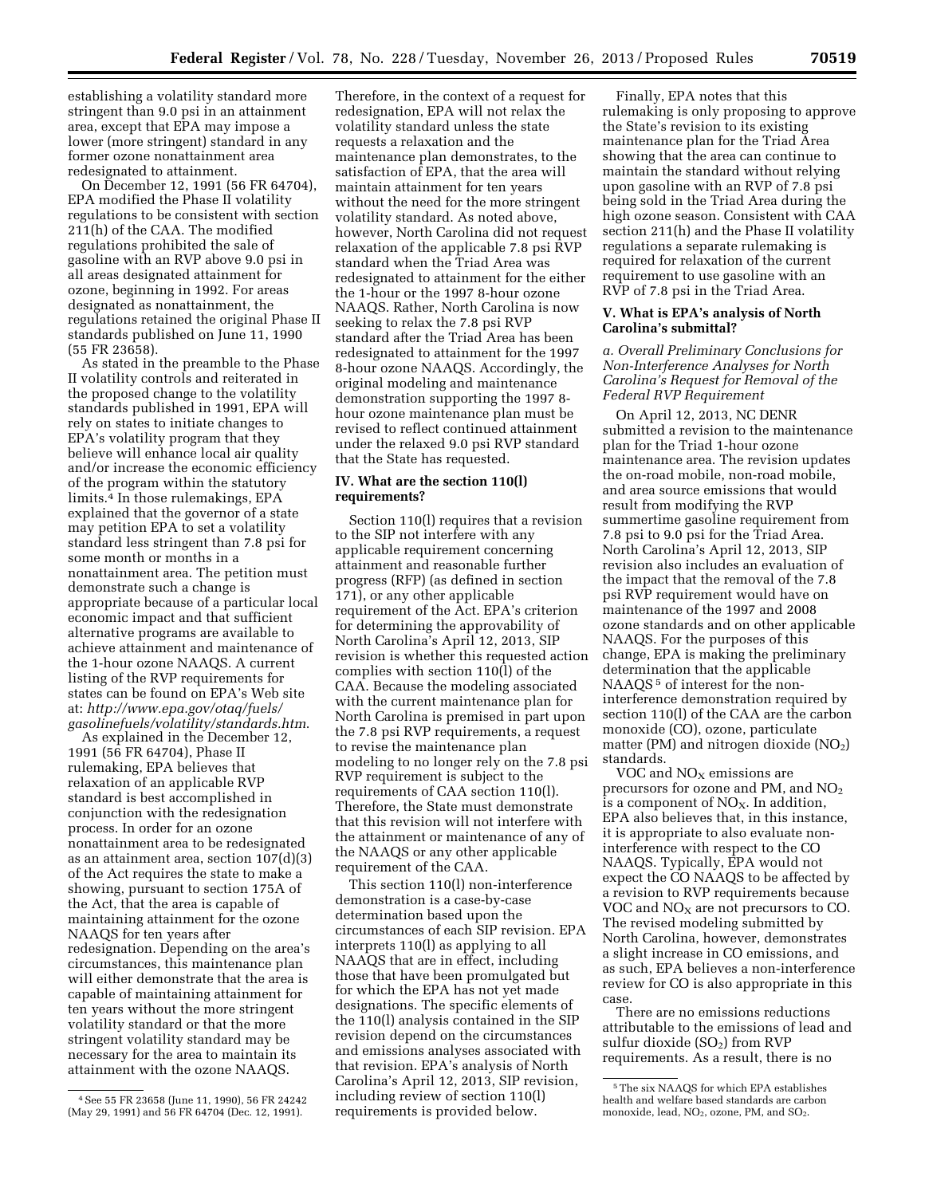establishing a volatility standard more stringent than 9.0 psi in an attainment area, except that EPA may impose a lower (more stringent) standard in any former ozone nonattainment area redesignated to attainment.

On December 12, 1991 (56 FR 64704), EPA modified the Phase II volatility regulations to be consistent with section 211(h) of the CAA. The modified regulations prohibited the sale of gasoline with an RVP above 9.0 psi in all areas designated attainment for ozone, beginning in 1992. For areas designated as nonattainment, the regulations retained the original Phase II standards published on June 11, 1990 (55 FR 23658).

As stated in the preamble to the Phase II volatility controls and reiterated in the proposed change to the volatility standards published in 1991, EPA will rely on states to initiate changes to EPA's volatility program that they believe will enhance local air quality and/or increase the economic efficiency of the program within the statutory limits.[4] In those rulemakings, EPA explained that the governor of a state may petition EPA to set a volatility standard less stringent than 7.8 psi for some month or months in a nonattainment area. The petition must demonstrate such a change is appropriate because of a particular local economic impact and that sufficient alternative programs are available to achieve attainment and maintenance of the 1-hour ozone NAAQS. A current listing of the RVP requirements for states can be found on EPA's Web site at: *http://www.epa.gov/otaq/fuels/gasolinefuels/volatility/standards.htm*.

As explained in the December 12, 1991 (56 FR 64704), Phase II rulemaking, EPA believes that relaxation of an applicable RVP standard is best accomplished in conjunction with the redesignation process. In order for an ozone nonattainment area to be redesignated as an attainment area, section 107(d)(3) of the Act requires the state to make a showing, pursuant to section 175A of the Act, that the area is capable of maintaining attainment for the ozone NAAQS for ten years after redesignation. Depending on the area's circumstances, this maintenance plan will either demonstrate that the area is capable of maintaining attainment for ten years without the more stringent volatility standard or that the more stringent volatility standard may be necessary for the area to maintain its attainment with the ozone NAAQS.

Therefore, in the context of a request for redesignation, EPA will not relax the volatility standard unless the state requests a relaxation and the maintenance plan demonstrates, to the satisfaction of EPA, that the area will maintain attainment for ten years without the need for the more stringent volatility standard. As noted above, however, North Carolina did not request relaxation of the applicable 7.8 psi RVP standard when the Triad Area was redesignated to attainment for the either the 1-hour or the 1997 8-hour ozone NAAQS. Rather, North Carolina is now seeking to relax the 7.8 psi RVP standard after the Triad Area has been redesignated to attainment for the 1997 8-hour ozone NAAQS. Accordingly, the original modeling and maintenance demonstration supporting the 1997 8-hour ozone maintenance plan must be revised to reflect continued attainment under the relaxed 9.0 psi RVP standard that the State has requested.

### IV. What are the section 110(l) requirements?

Section 110(l) requires that a revision to the SIP not interfere with any applicable requirement concerning attainment and reasonable further progress (RFP) (as defined in section 171), or any other applicable requirement of the Act. EPA's criterion for determining the approvability of North Carolina's April 12, 2013, SIP revision is whether this requested action complies with section 110(l) of the CAA. Because the modeling associated with the current maintenance plan for North Carolina is premised in part upon the 7.8 psi RVP requirements, a request to revise the maintenance plan modeling to no longer rely on the 7.8 psi RVP requirement is subject to the requirements of CAA section 110(l). Therefore, the State must demonstrate that this revision will not interfere with the attainment or maintenance of any of the NAAQS or any other applicable requirement of the CAA.

This section 110(l) non-interference demonstration is a case-by-case determination based upon the circumstances of each SIP revision. EPA interprets 110(l) as applying to all NAAQS that are in effect, including those that have been promulgated but for which the EPA has not yet made designations. The specific elements of the 110(l) analysis contained in the SIP revision depend on the circumstances and emissions analyses associated with that revision. EPA's analysis of North Carolina's April 12, 2013, SIP revision, including review of section 110(l) requirements is provided below.

Finally, EPA notes that this rulemaking is only proposing to approve the State's revision to its existing maintenance plan for the Triad Area showing that the area can continue to maintain the standard without relying upon gasoline with an RVP of 7.8 psi being sold in the Triad Area during the high ozone season. Consistent with CAA section 211(h) and the Phase II volatility regulations a separate rulemaking is required for relaxation of the current requirement to use gasoline with an RVP of 7.8 psi in the Triad Area.

### V. What is EPA's analysis of North Carolina's submittal?

#### *a. Overall Preliminary Conclusions for Non-Interference Analyses for North Carolina's Request for Removal of the Federal RVP Requirement*

On April 12, 2013, NC DENR submitted a revision to the maintenance plan for the Triad 1-hour ozone maintenance area. The revision updates the on-road mobile, non-road mobile, and area source emissions that would result from modifying the RVP summertime gasoline requirement from 7.8 psi to 9.0 psi for the Triad Area. North Carolina's April 12, 2013, SIP revision also includes an evaluation of the impact that the removal of the 7.8 psi RVP requirement would have on maintenance of the 1997 and 2008 ozone standards and on other applicable NAAQS. For the purposes of this change, EPA is making the preliminary determination that the applicable NAAQS[5] of interest for the non-interference demonstration required by section 110(l) of the CAA are the carbon monoxide (CO), ozone, particulate matter (PM) and nitrogen dioxide ($NO_2$) standards.

VOC and $NO_X$ emissions are precursors for ozone and PM, and $NO_2$ is a component of $NO_X$. In addition, EPA also believes that, in this instance, it is appropriate to also evaluate non-interference with respect to the CO NAAQS. Typically, EPA would not expect the CO NAAQS to be affected by a revision to RVP requirements because VOC and $NO_X$ are not precursors to CO. The revised modeling submitted by North Carolina, however, demonstrates a slight increase in CO emissions, and as such, EPA believes a non-interference review for CO is also appropriate in this case.

There are no emissions reductions attributable to the emissions of lead and sulfur dioxide ($SO_2$) from RVP requirements. As a result, there is no

[4] See 55 FR 23658 (June 11, 1990), 56 FR 24242 (May 29, 1991) and 56 FR 64704 (Dec. 12, 1991).

[5] The six NAAQS for which EPA establishes health and welfare based standards are carbon monoxide, lead, $NO_2$, ozone, PM, and $SO_2$.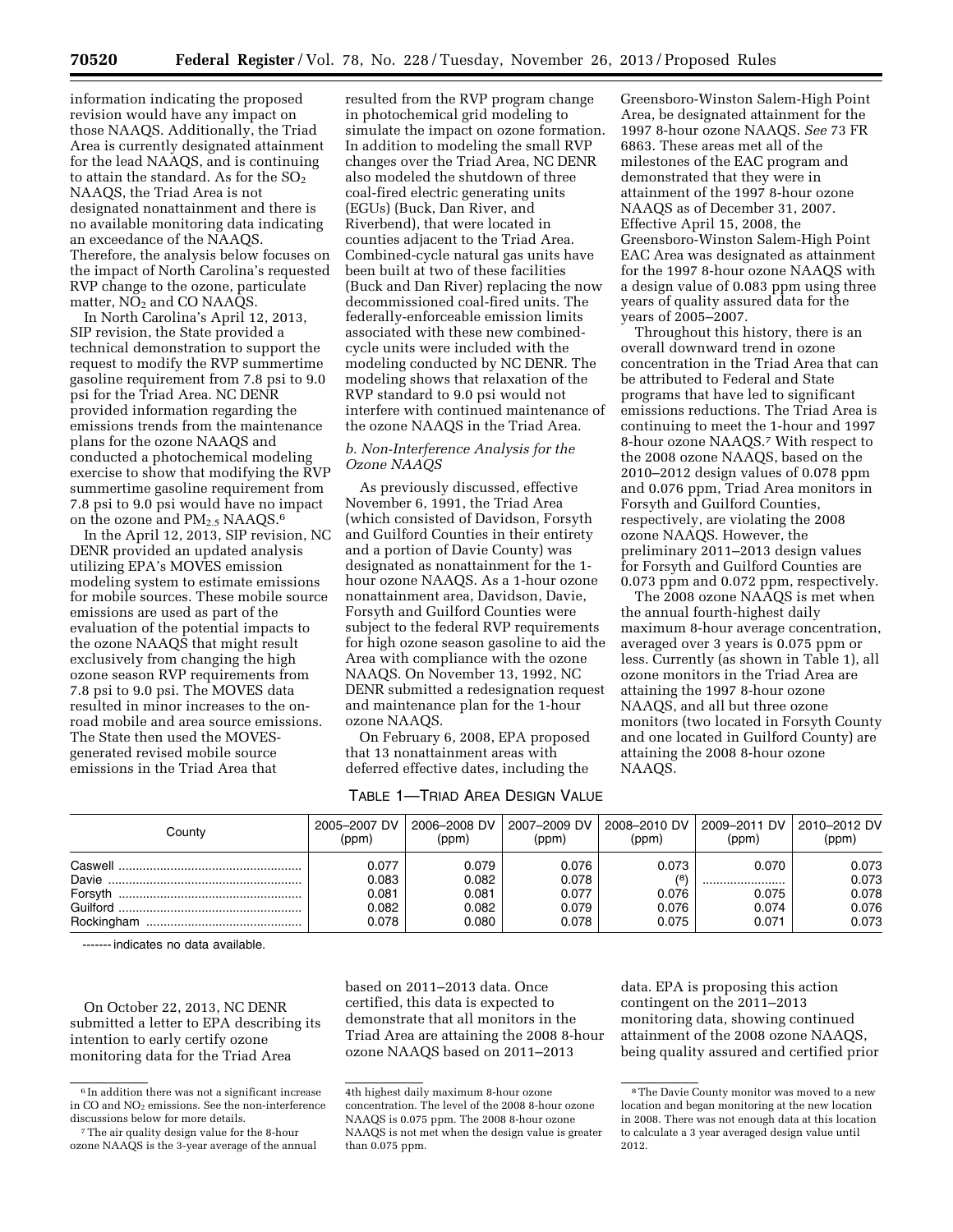information indicating the proposed revision would have any impact on those NAAQS. Additionally, the Triad Area is currently designated attainment for the lead NAAQS, and is continuing to attain the standard. As for the $SO_2$ NAAQS, the Triad Area is not designated nonattainment and there is no available monitoring data indicating an exceedance of the NAAQS. Therefore, the analysis below focuses on the impact of North Carolina's requested RVP change to the ozone, particulate matter, $NO_2$ and CO NAAQS.

In North Carolina's April 12, 2013, SIP revision, the State provided a technical demonstration to support the request to modify the RVP summertime gasoline requirement from 7.8 psi to 9.0 psi for the Triad Area. NC DENR provided information regarding the emissions trends from the maintenance plans for the ozone NAAQS and conducted a photochemical modeling exercise to show that modifying the RVP summertime gasoline requirement from 7.8 psi to 9.0 psi would have no impact on the ozone and $PM_{2.5}$ NAAQS.[6]

In the April 12, 2013, SIP revision, NC DENR provided an updated analysis utilizing EPA's MOVES emission modeling system to estimate emissions for mobile sources. These mobile source emissions are used as part of the evaluation of the potential impacts to the ozone NAAQS that might result exclusively from changing the high ozone season RVP requirements from 7.8 psi to 9.0 psi. The MOVES data resulted in minor increases to the on-road mobile and area source emissions. The State then used the MOVES-generated revised mobile source emissions in the Triad Area that resulted from the RVP program change in photochemical grid modeling to simulate the impact on ozone formation. In addition to modeling the small RVP changes over the Triad Area, NC DENR also modeled the shutdown of three coal-fired electric generating units (EGUs) (Buck, Dan River, and Riverbend), that were located in counties adjacent to the Triad Area. Combined-cycle natural gas units have been built at two of these facilities (Buck and Dan River) replacing the now decommissioned coal-fired units. The federally-enforceable emission limits associated with these new combined-cycle units were included with the modeling conducted by NC DENR. The modeling shows that relaxation of the RVP standard to 9.0 psi would not interfere with continued maintenance of the ozone NAAQS in the Triad Area.

### *b. Non-Interference Analysis for the Ozone NAAQS*

As previously discussed, effective November 6, 1991, the Triad Area (which consisted of Davidson, Forsyth and Guilford Counties in their entirety and a portion of Davie County) was designated as nonattainment for the 1-hour ozone NAAQS. As a 1-hour ozone nonattainment area, Davidson, Davie, Forsyth and Guilford Counties were subject to the federal RVP requirements for high ozone season gasoline to aid the Area with compliance with the ozone NAAQS. On November 13, 1992, NC DENR submitted a redesignation request and maintenance plan for the 1-hour ozone NAAQS.

On February 6, 2008, EPA proposed that 13 nonattainment areas with deferred effective dates, including the Greensboro-Winston Salem-High Point Area, be designated attainment for the 1997 8-hour ozone NAAQS. *See* 73 FR 6863. These areas met all of the milestones of the EAC program and demonstrated that they were in attainment of the 1997 8-hour ozone NAAQS as of December 31, 2007. Effective April 15, 2008, the Greensboro-Winston Salem-High Point EAC Area was designated as attainment for the 1997 8-hour ozone NAAQS with a design value of 0.083 ppm using three years of quality assured data for the years of 2005–2007.

Throughout this history, there is an overall downward trend in ozone concentration in the Triad Area that can be attributed to Federal and State programs that have led to significant emissions reductions. The Triad Area is continuing to meet the 1-hour and 1997 8-hour ozone NAAQS.[7] With respect to the 2008 ozone NAAQS, based on the 2010–2012 design values of 0.078 ppm and 0.076 ppm, Triad Area monitors in Forsyth and Guilford Counties, respectively, are violating the 2008 ozone NAAQS. However, the preliminary 2011–2013 design values for Forsyth and Guilford Counties are 0.073 ppm and 0.072 ppm, respectively.

The 2008 ozone NAAQS is met when the annual fourth-highest daily maximum 8-hour average concentration, averaged over 3 years is 0.075 ppm or less. Currently (as shown in Table 1), all ozone monitors in the Triad Area are attaining the 1997 8-hour ozone NAAQS, and all but three ozone monitors (two located in Forsyth County and one located in Guilford County) are attaining the 2008 8-hour ozone NAAQS.

TABLE 1—TRIAD AREA DESIGN VALUE

| County | 2005–2007 DV (ppm) | 2006–2008 DV (ppm) | 2007–2009 DV (ppm) | 2008–2010 DV (ppm) | 2009–2011 DV (ppm) | 2010–2012 DV (ppm) |
|---|---|---|---|---|---|---|
| Caswell | 0.077 | 0.079 | 0.076 | 0.073 | 0.070 | 0.073 |
| Davie | 0.083 | 0.082 | 0.078 | [8] | ---------- | 0.073 |
| Forsyth | 0.081 | 0.081 | 0.077 | 0.076 | 0.075 | 0.078 |
| Guilford | 0.082 | 0.082 | 0.079 | 0.076 | 0.074 | 0.076 |
| Rockingham | 0.078 | 0.080 | 0.078 | 0.075 | 0.071 | 0.073 |

------- indicates no data available.

On October 22, 2013, NC DENR submitted a letter to EPA describing its intention to early certify ozone monitoring data for the Triad Area based on 2011–2013 data. Once certified, this data is expected to demonstrate that all monitors in the Triad Area are attaining the 2008 8-hour ozone NAAQS based on 2011–2013 data. EPA is proposing this action contingent on the 2011–2013 monitoring data, showing continued attainment of the 2008 ozone NAAQS, being quality assured and certified prior

[6] In addition there was not a significant increase in CO and $NO_2$ emissions. See the non-interference discussions below for more details.

[7] The air quality design value for the 8-hour ozone NAAQS is the 3-year average of the annual 4th highest daily maximum 8-hour ozone concentration. The level of the 2008 8-hour ozone NAAQS is 0.075 ppm. The 2008 8-hour ozone NAAQS is not met when the design value is greater than 0.075 ppm.

[8] The Davie County monitor was moved to a new location and began monitoring at the new location in 2008. There was not enough data at this location to calculate a 3 year averaged design value until 2012.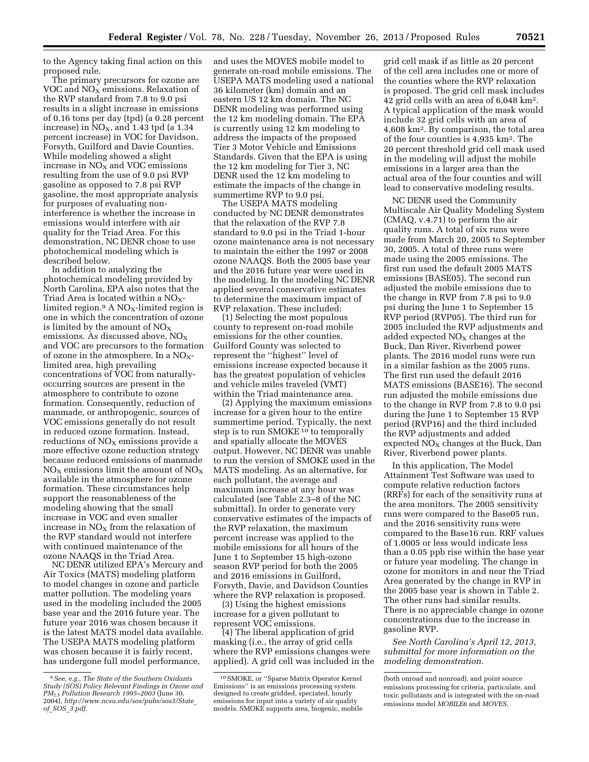to the Agency taking final action on this proposed rule.

The primary precursors for ozone are VOC and $NO_X$ emissions. Relaxation of the RVP standard from 7.8 to 9.0 psi results in a slight increase in emissions of 0.16 tons per day (tpd) (a 0.28 percent increase) in $NO_X$, and 1.43 tpd (a 1.34 percent increase) in VOC for Davidson, Forsyth, Guilford and Davie Counties. While modeling showed a slight increase in $NO_X$ and VOC emissions resulting from the use of 9.0 psi RVP gasoline as opposed to 7.8 psi RVP gasoline, the most appropriate analysis for purposes of evaluating non-interference is whether the increase in emissions would interfere with air quality for the Triad Area. For this demonstration, NC DENR chose to use photochemical modeling which is described below.

In addition to analyzing the photochemical modeling provided by North Carolina, EPA also notes that the Triad Area is located within a $NO_X$-limited region.[9] A $NO_X$-limited region is one in which the concentration of ozone is limited by the amount of $NO_X$ emissions. As discussed above, $NO_X$ and VOC are precursors to the formation of ozone in the atmosphere. In a $NO_X$-limited area, high prevailing concentrations of VOC from naturally-occurring sources are present in the atmosphere to contribute to ozone formation. Consequently, reduction of manmade, or anthropogenic, sources of VOC emissions generally do not result in reduced ozone formation. Instead, reductions of $NO_X$ emissions provide a more effective ozone reduction strategy because reduced emissions of manmade $NO_X$ emissions limit the amount of $NO_X$ available in the atmosphere for ozone formation. These circumstances help support the reasonableness of the modeling showing that the small increase in VOC and even smaller increase in $NO_X$ from the relaxation of the RVP standard would not interfere with continued maintenance of the ozone NAAQS in the Triad Area.

NC DENR utilized EPA's Mercury and Air Toxics (MATS) modeling platform to model changes in ozone and particle matter pollution. The modeling years used in the modeling included the 2005 base year and the 2016 future year. The future year 2016 was chosen because it is the latest MATS model data available. The USEPA MATS modeling platform was chosen because it is fairly recent, has undergone full model performance, and uses the MOVES mobile model to generate on-road mobile emissions. The USEPA MATS modeling used a national 36 kilometer (km) domain and an eastern US 12 km domain. The NC DENR modeling was performed using the 12 km modeling domain. The EPA is currently using 12 km modeling to address the impacts of the proposed Tier 3 Motor Vehicle and Emissions Standards. Given that the EPA is using the 12 km modeling for Tier 3, NC DENR used the 12 km modeling to estimate the impacts of the change in summertime RVP to 9.0 psi.

The USEPA MATS modeling conducted by NC DENR demonstrates that the relaxation of the RVP 7.8 standard to 9.0 psi in the Triad 1-hour ozone maintenance area is not necessary to maintain the either the 1997 or 2008 ozone NAAQS. Both the 2005 base year and the 2016 future year were used in the modeling. In the modeling NC DENR applied several conservative estimates to determine the maximum impact of RVP relaxation. These included:

(1) Selecting the most populous county to represent on-road mobile emissions for the other counties. Guilford County was selected to represent the "highest" level of emissions increase expected because it has the greatest population of vehicles and vehicle miles traveled (VMT) within the Triad maintenance area.

(2) Applying the maximum emissions increase for a given hour to the entire summertime period. Typically, the next step is to run SMOKE[10] to temporally and spatially allocate the MOVES output. However, NC DENR was unable to run the version of SMOKE used in the MATS modeling. As an alternative, for each pollutant, the average and maximum increase at any hour was calculated (see Table 2.3–8 of the NC submittal). In order to generate very conservative estimates of the impacts of the RVP relaxation, the maximum percent increase was applied to the mobile emissions for all hours of the June 1 to September 15 high-ozone season RVP period for both the 2005 and 2016 emissions in Guilford, Forsyth, Davie, and Davidson Counties where the RVP relaxation is proposed.

(3) Using the highest emissions increase for a given pollutant to represent VOC emissions.

(4) The liberal application of grid masking (i.e., the array of grid cells where the RVP emissions changes were applied). A grid cell was included in the grid cell mask if as little as 20 percent of the cell area includes one or more of the counties where the RVP relaxation is proposed. The grid cell mask includes 42 grid cells with an area of 6,048 km². A typical application of the mask would include 32 grid cells with an area of 4,608 km². By comparison, the total area of the four counties is 4,935 km². The 20 percent threshold grid cell mask used in the modeling will adjust the mobile emissions in a larger area than the actual area of the four counties and will lead to conservative modeling results.

NC DENR used the Community Multiscale Air Quality Modeling System (CMAQ, v.4.71) to perform the air quality runs. A total of six runs were made from March 20, 2005 to September 30, 2005. A total of three runs were made using the 2005 emissions. The first run used the default 2005 MATS emissions (BASE05). The second run adjusted the mobile emissions due to the change in RVP from 7.8 psi to 9.0 psi during the June 1 to September 15 RVP period (RVP05). The third run for 2005 included the RVP adjustments and added expected $NO_X$ changes at the Buck, Dan River, Riverbend power plants. The 2016 model runs were run in a similar fashion as the 2005 runs. The first run used the default 2016 MATS emissions (BASE16). The second run adjusted the mobile emissions due to the change in RVP from 7.8 to 9.0 psi during the June 1 to September 15 RVP period (RVP16) and the third included the RVP adjustments and added expected $NO_X$ changes at the Buck, Dan River, Riverbend power plants.

In this application, The Model Attainment Test Software was used to compute relative reduction factors (RRFs) for each of the sensitivity runs at the area monitors. The 2005 sensitivity runs were compared to the Base05 run, and the 2016 sensitivity runs were compared to the Base16 run. RRF values of 1.0005 or less would indicate less than a 0.05 ppb rise within the base year or future year modeling. The change in ozone for monitors in and near the Triad Area generated by the change in RVP in the 2005 base year is shown in Table 2. The other runs had similar results. There is no appreciable change in ozone concentrations due to the increase in gasoline RVP.

*See North Carolina's April 12, 2013, submittal for more information on the modeling demonstration.*

---

[9] *See, e.g., The State of the Southern Oxidants Study (SOS) Policy Relevant Findings in Ozone and $PM_{2.5}$ Pollution Research 1995–2003* (June 30, 2004), *http://www.ncsu.edu/sos/pubs/sos3/State_of_SOS_3.pdf.*

[10] SMOKE, or "Sparse Matrix Operator Kernel Emissions" is an emissions processing system designed to create gridded, speciated, hourly emissions for input into a variety of air quality models. SMOKE supports area, biogenic, mobile (both onroad and nonroad), and point source emissions processing for criteria, particulate, and toxic pollutants and is integrated with the on-road emissions model *MOBILE6* and *MOVES.*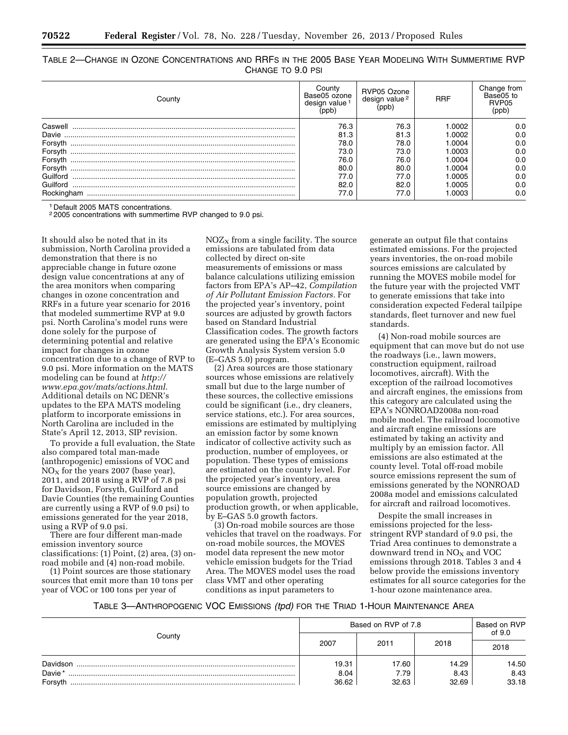TABLE 2—CHANGE IN OZONE CONCENTRATIONS AND RRFS IN THE 2005 BASE YEAR MODELING WITH SUMMERTIME RVP CHANGE TO 9.0 PSI

| County | County Base05 ozone design value [1] (ppb) | RVP05 Ozone design value [2] (ppb) | RRF | Change from Base05 to RVP05 (ppb) |
|---|---|---|---|---|
| Caswell | 76.3 | 76.3 | 1.0002 | 0.0 |
| Davie | 81.3 | 81.3 | 1.0002 | 0.0 |
| Forsyth | 78.0 | 78.0 | 1.0004 | 0.0 |
| Forsyth | 73.0 | 73.0 | 1.0003 | 0.0 |
| Forsyth | 76.0 | 76.0 | 1.0004 | 0.0 |
| Forsyth | 80.0 | 80.0 | 1.0004 | 0.0 |
| Guilford | 77.0 | 77.0 | 1.0005 | 0.0 |
| Guilford | 82.0 | 82.0 | 1.0005 | 0.0 |
| Rockingham | 77.0 | 77.0 | 1.0003 | 0.0 |

[1] Default 2005 MATS concentrations.
[2] 2005 concentrations with summertime RVP changed to 9.0 psi.

It should also be noted that in its submission, North Carolina provided a demonstration that there is no appreciable change in future ozone design value concentrations at any of the area monitors when comparing changes in ozone concentration and RRFs in a future year scenario for 2016 that modeled summertime RVP at 9.0 psi. North Carolina's model runs were done solely for the purpose of determining potential and relative impact for changes in ozone concentration due to a change of RVP to 9.0 psi. More information on the MATS modeling can be found at *http://www.epa.gov/mats/actions.html*. Additional details on NC DENR's updates to the EPA MATS modeling platform to incorporate emissions in North Carolina are included in the State's April 12, 2013, SIP revision.

To provide a full evaluation, the State also compared total man-made (anthropogenic) emissions of VOC and $NO_X$ for the years 2007 (base year), 2011, and 2018 using a RVP of 7.8 psi for Davidson, Forsyth, Guilford and Davie Counties (the remaining Counties are currently using a RVP of 9.0 psi) to emissions generated for the year 2018, using a RVP of 9.0 psi.

There are four different man-made emission inventory source classifications: (1) Point, (2) area, (3) on-road mobile and (4) non-road mobile.

(1) Point sources are those stationary sources that emit more than 10 tons per year of VOC or 100 tons per year of $NOZ_X$ from a single facility. The source emissions are tabulated from data collected by direct on-site measurements of emissions or mass balance calculations utilizing emission factors from EPA's AP–42, *Compilation of Air Pollutant Emission Factors.* For the projected year's inventory, point sources are adjusted by growth factors based on Standard Industrial Classification codes. The growth factors are generated using the EPA's Economic Growth Analysis System version 5.0 (E–GAS 5.0) program.

(2) Area sources are those stationary sources whose emissions are relatively small but due to the large number of these sources, the collective emissions could be significant (i.e., dry cleaners, service stations, etc.). For area sources, emissions are estimated by multiplying an emission factor by some known indicator of collective activity such as production, number of employees, or population. These types of emissions are estimated on the county level. For the projected year's inventory, area source emissions are changed by population growth, projected production growth, or when applicable, by E–GAS 5.0 growth factors.

(3) On-road mobile sources are those vehicles that travel on the roadways. For on-road mobile sources, the MOVES model data represent the new motor vehicle emission budgets for the Triad Area. The MOVES model uses the road class VMT and other operating conditions as input parameters to generate an output file that contains estimated emissions. For the projected years inventories, the on-road mobile sources emissions are calculated by running the MOVES mobile model for the future year with the projected VMT to generate emissions that take into consideration expected Federal tailpipe standards, fleet turnover and new fuel standards.

(4) Non-road mobile sources are equipment that can move but do not use the roadways (i.e., lawn mowers, construction equipment, railroad locomotives, aircraft). With the exception of the railroad locomotives and aircraft engines, the emissions from this category are calculated using the EPA's NONROAD2008a non-road mobile model. The railroad locomotive and aircraft engine emissions are estimated by taking an activity and multiply by an emission factor. All emissions are also estimated at the county level. Total off-road mobile source emissions represent the sum of emissions generated by the NONROAD 2008a model and emissions calculated for aircraft and railroad locomotives.

Despite the small increases in emissions projected for the less-stringent RVP standard of 9.0 psi, the Triad Area continues to demonstrate a downward trend in $NO_X$ and VOC emissions through 2018. Tables 3 and 4 below provide the emissions inventory estimates for all source categories for the 1-hour ozone maintenance area.

TABLE 3—ANTHROPOGENIC VOC EMISSIONS *(tpd)* FOR THE TRIAD 1-HOUR MAINTENANCE AREA

| County | Based on RVP of 7.8 | | | Based on RVP of 9.0 |
|---|---|---|---|---|
| | 2007 | 2011 | 2018 | 2018 |
| Davidson | 19.31 | 17.60 | 14.29 | 14.50 |
| Davie* | 8.04 | 7.79 | 8.43 | 8.43 |
| Forsyth | 36.62 | 32.63 | 32.69 | 33.18 |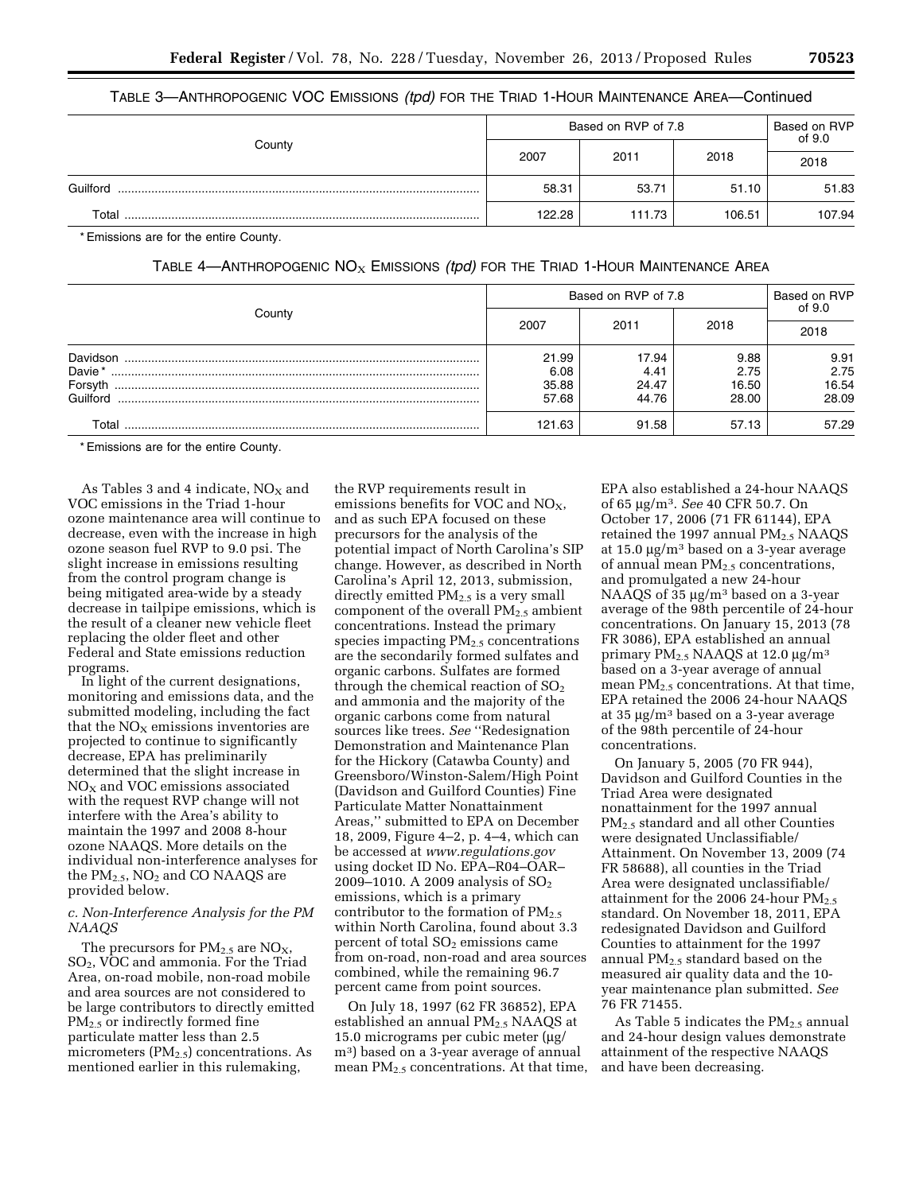TABLE 3—ANTHROPOGENIC VOC EMISSIONS *(tpd)* FOR THE TRIAD 1-HOUR MAINTENANCE AREA—Continued

| County | Based on RVP of 7.8 | | | Based on RVP of 9.0 |
|---|---|---|---|---|
| | 2007 | 2011 | 2018 | 2018 |
| Guilford | 58.31 | 53.71 | 51.10 | 51.83 |
| Total | 122.28 | 111.73 | 106.51 | 107.94 |

* Emissions are for the entire County.

TABLE 4—ANTHROPOGENIC $NO_X$ EMISSIONS *(tpd)* FOR THE TRIAD 1-HOUR MAINTENANCE AREA

| County | Based on RVP of 7.8 | | | Based on RVP of 9.0 |
|---|---|---|---|---|
| | 2007 | 2011 | 2018 | 2018 |
| Davidson | 21.99 | 17.94 | 9.88 | 9.91 |
| Davie* | 6.08 | 4.41 | 2.75 | 2.75 |
| Forsyth | 35.88 | 24.47 | 16.50 | 16.54 |
| Guilford | 57.68 | 44.76 | 28.00 | 28.09 |
| Total | 121.63 | 91.58 | 57.13 | 57.29 |

* Emissions are for the entire County.

As Tables 3 and 4 indicate, $NO_X$ and VOC emissions in the Triad 1-hour ozone maintenance area will continue to decrease, even with the increase in high ozone season fuel RVP to 9.0 psi. The slight increase in emissions resulting from the control program change is being mitigated area-wide by a steady decrease in tailpipe emissions, which is the result of a cleaner new vehicle fleet replacing the older fleet and other Federal and State emissions reduction programs.

In light of the current designations, monitoring and emissions data, and the submitted modeling, including the fact that the $NO_X$ emissions inventories are projected to continue to significantly decrease, EPA has preliminarily determined that the slight increase in $NO_X$ and VOC emissions associated with the request RVP change will not interfere with the Area's ability to maintain the 1997 and 2008 8-hour ozone NAAQS. More details on the individual non-interference analyses for the $PM_{2.5}$, $NO_2$ and CO NAAQS are provided below.

*c. Non-Interference Analysis for the PM NAAQS*

The precursors for $PM_{2.5}$ are $NO_X$, $SO_2$, VOC and ammonia. For the Triad Area, on-road mobile, non-road mobile and area sources are not considered to be large contributors to directly emitted $PM_{2.5}$ or indirectly formed fine particulate matter less than 2.5 micrometers ($PM_{2.5}$) concentrations. As mentioned earlier in this rulemaking, the RVP requirements result in emissions benefits for VOC and $NO_X$, and as such EPA focused on these precursors for the analysis of the potential impact of North Carolina's SIP change. However, as described in North Carolina's April 12, 2013, submission, directly emitted $PM_{2.5}$ is a very small component of the overall $PM_{2.5}$ ambient concentrations. Instead the primary species impacting $PM_{2.5}$ concentrations are the secondarily formed sulfates and organic carbons. Sulfates are formed through the chemical reaction of $SO_2$ and ammonia and the majority of the organic carbons come from natural sources like trees. *See* ''Redesignation Demonstration and Maintenance Plan for the Hickory (Catawba County) and Greensboro/Winston-Salem/High Point (Davidson and Guilford Counties) Fine Particulate Matter Nonattainment Areas,'' submitted to EPA on December 18, 2009, Figure 4–2, p. 4–4, which can be accessed at *www.regulations.gov* using docket ID No. EPA–R04–OAR–2009–1010. A 2009 analysis of $SO_2$ emissions, which is a primary contributor to the formation of $PM_{2.5}$ within North Carolina, found about 3.3 percent of total $SO_2$ emissions came from on-road, non-road and area sources combined, while the remaining 96.7 percent came from point sources.

On July 18, 1997 (62 FR 36852), EPA established an annual $PM_{2.5}$ NAAQS at 15.0 micrograms per cubic meter (µg/m³) based on a 3-year average of annual mean $PM_{2.5}$ concentrations. At that time, EPA also established a 24-hour NAAQS of 65 µg/m³. *See* 40 CFR 50.7. On October 17, 2006 (71 FR 61144), EPA retained the 1997 annual $PM_{2.5}$ NAAQS at 15.0 µg/m³ based on a 3-year average of annual mean $PM_{2.5}$ concentrations, and promulgated a new 24-hour NAAQS of 35 µg/m³ based on a 3-year average of the 98th percentile of 24-hour concentrations. On January 15, 2013 (78 FR 3086), EPA established an annual primary $PM_{2.5}$ NAAQS at 12.0 µg/m³ based on a 3-year average of annual mean $PM_{2.5}$ concentrations. At that time, EPA retained the 2006 24-hour NAAQS at 35 µg/m³ based on a 3-year average of the 98th percentile of 24-hour concentrations.

On January 5, 2005 (70 FR 944), Davidson and Guilford Counties in the Triad Area were designated nonattainment for the 1997 annual $PM_{2.5}$ standard and all other Counties were designated Unclassifiable/Attainment. On November 13, 2009 (74 FR 58688), all counties in the Triad Area were designated unclassifiable/attainment for the 2006 24-hour $PM_{2.5}$ standard. On November 18, 2011, EPA redesignated Davidson and Guilford Counties to attainment for the 1997 annual $PM_{2.5}$ standard based on the measured air quality data and the 10-year maintenance plan submitted. *See* 76 FR 71455.

As Table 5 indicates the $PM_{2.5}$ annual and 24-hour design values demonstrate attainment of the respective NAAQS and have been decreasing.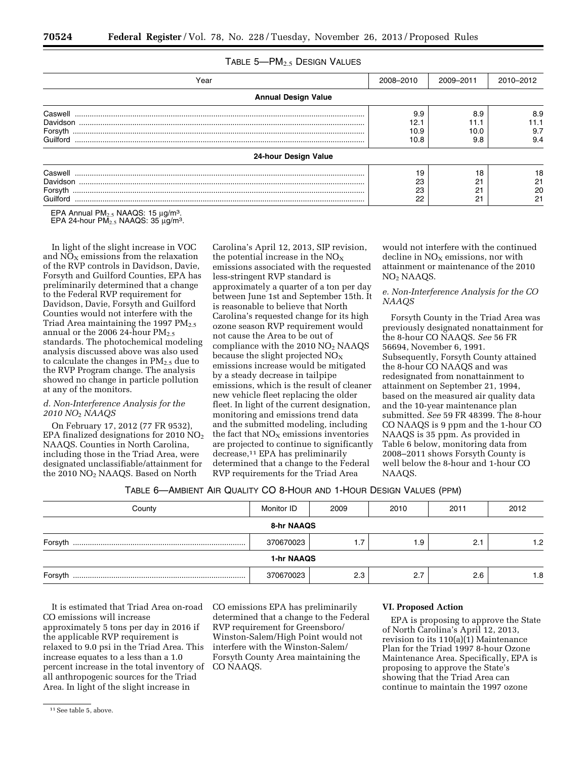TABLE 5—$PM_{2.5}$ DESIGN VALUES

| Year | 2008–2010 | 2009–2011 | 2010–2012 |
| --- | --- | --- | --- |
| **Annual Design Value** | | | |
| Caswell | 9.9 | 8.9 | 8.9 |
| Davidson | 12.1 | 11.1 | 11.1 |
| Forsyth | 10.9 | 10.0 | 9.7 |
| Guilford | 10.8 | 9.8 | 9.4 |
| **24-hour Design Value** | | | |
| Caswell | 19 | 18 | 18 |
| Davidson | 23 | 21 | 21 |
| Forsyth | 23 | 21 | 20 |
| Guilford | 22 | 21 | 21 |

EPA Annual $PM_{2.5}$ NAAQS: 15 μg/m³.
EPA 24-hour $PM_{2.5}$ NAAQS: 35 μg/m³.

In light of the slight increase in VOC and $NO_X$ emissions from the relaxation of the RVP controls in Davidson, Davie, Forsyth and Guilford Counties, EPA has preliminarily determined that a change to the Federal RVP requirement for Davidson, Davie, Forsyth and Guilford Counties would not interfere with the Triad Area maintaining the 1997 $PM_{2.5}$ annual or the 2006 24-hour $PM_{2.5}$ standards. The photochemical modeling analysis discussed above was also used to calculate the changes in $PM_{2.5}$ due to the RVP Program change. The analysis showed no change in particle pollution at any of the monitors.

*d. Non-Interference Analysis for the 2010 $NO_2$ NAAQS*

On February 17, 2012 (77 FR 9532), EPA finalized designations for 2010 $NO_2$ NAAQS. Counties in North Carolina, including those in the Triad Area, were designated unclassifiable/attainment for the 2010 $NO_2$ NAAQS. Based on North Carolina's April 12, 2013, SIP revision, the potential increase in the $NO_X$ emissions associated with the requested less-stringent RVP standard is approximately a quarter of a ton per day between June 1st and September 15th. It is reasonable to believe that North Carolina's requested change for its high ozone season RVP requirement would not cause the Area to be out of compliance with the 2010 $NO_2$ NAAQS because the slight projected $NO_X$ emissions increase would be mitigated by a steady decrease in tailpipe emissions, which is the result of cleaner new vehicle fleet replacing the older fleet. In light of the current designation, monitoring and emissions trend data and the submitted modeling, including the fact that $NO_X$ emissions inventories are projected to continue to significantly decrease,[11] EPA has preliminarily determined that a change to the Federal RVP requirements for the Triad Area would not interfere with the continued decline in $NO_X$ emissions, nor with attainment or maintenance of the 2010 $NO_2$ NAAQS.

*e. Non-Interference Analysis for the CO NAAQS*

Forsyth County in the Triad Area was previously designated nonattainment for the 8-hour CO NAAQS. *See* 56 FR 56694, November 6, 1991. Subsequently, Forsyth County attained the 8-hour CO NAAQS and was redesignated from nonattainment to attainment on September 21, 1994, based on the measured air quality data and the 10-year maintenance plan submitted. *See* 59 FR 48399. The 8-hour CO NAAQS is 9 ppm and the 1-hour CO NAAQS is 35 ppm. As provided in Table 6 below, monitoring data from 2008–2011 shows Forsyth County is well below the 8-hour and 1-hour CO NAAQS.

TABLE 6—AMBIENT AIR QUALITY CO 8-HOUR AND 1-HOUR DESIGN VALUES (PPM)

| County | Monitor ID | 2009 | 2010 | 2011 | 2012 |
| --- | --- | --- | --- | --- | --- |
| **8-hr NAAQS** | | | | | |
| Forsyth | 370670023 | 1.7 | 1.9 | 2.1 | 1.2 |
| **1-hr NAAQS** | | | | | |
| Forsyth | 370670023 | 2.3 | 2.7 | 2.6 | 1.8 |

It is estimated that Triad Area on-road CO emissions will increase approximately 5 tons per day in 2016 if the applicable RVP requirement is relaxed to 9.0 psi in the Triad Area. This increase equates to a less than a 1.0 percent increase in the total inventory of all anthropogenic sources for the Triad Area. In light of the slight increase in CO emissions EPA has preliminarily determined that a change to the Federal RVP requirement for Greensboro/Winston-Salem/High Point would not interfere with the Winston-Salem/Forsyth County Area maintaining the CO NAAQS.

## VI. Proposed Action

EPA is proposing to approve the State of North Carolina's April 12, 2013, revision to its 110(a)(1) Maintenance Plan for the Triad 1997 8-hour Ozone Maintenance Area. Specifically, EPA is proposing to approve the State's showing that the Triad Area can continue to maintain the 1997 ozone

[11] See table 5, above.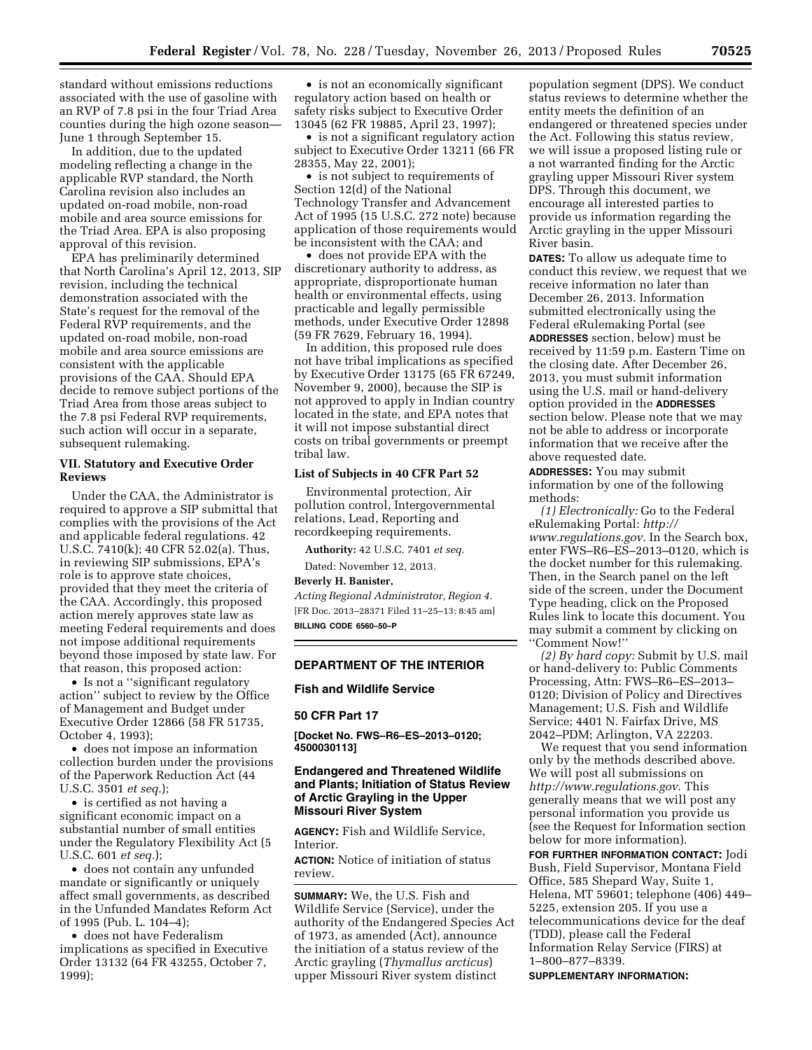standard without emissions reductions associated with the use of gasoline with an RVP of 7.8 psi in the four Triad Area counties during the high ozone season—June 1 through September 15.

In addition, due to the updated modeling reflecting a change in the applicable RVP standard, the North Carolina revision also includes an updated on-road mobile, non-road mobile and area source emissions for the Triad Area. EPA is also proposing approval of this revision.

EPA has preliminarily determined that North Carolina's April 12, 2013, SIP revision, including the technical demonstration associated with the State's request for the removal of the Federal RVP requirements, and the updated on-road mobile, non-road mobile and area source emissions are consistent with the applicable provisions of the CAA. Should EPA decide to remove subject portions of the Triad Area from those areas subject to the 7.8 psi Federal RVP requirements, such action will occur in a separate, subsequent rulemaking.

## VII. Statutory and Executive Order Reviews

Under the CAA, the Administrator is required to approve a SIP submittal that complies with the provisions of the Act and applicable federal regulations. 42 U.S.C. 7410(k); 40 CFR 52.02(a). Thus, in reviewing SIP submissions, EPA's role is to approve state choices, provided that they meet the criteria of the CAA. Accordingly, this proposed action merely approves state law as meeting Federal requirements and does not impose additional requirements beyond those imposed by state law. For that reason, this proposed action:

- Is not a ''significant regulatory action'' subject to review by the Office of Management and Budget under Executive Order 12866 (58 FR 51735, October 4, 1993);
- does not impose an information collection burden under the provisions of the Paperwork Reduction Act (44 U.S.C. 3501 *et seq.*);
- is certified as not having a significant economic impact on a substantial number of small entities under the Regulatory Flexibility Act (5 U.S.C. 601 *et seq.*);
- does not contain any unfunded mandate or significantly or uniquely affect small governments, as described in the Unfunded Mandates Reform Act of 1995 (Pub. L. 104–4);
- does not have Federalism implications as specified in Executive Order 13132 (64 FR 43255, October 7, 1999);
- is not an economically significant regulatory action based on health or safety risks subject to Executive Order 13045 (62 FR 19885, April 23, 1997);
- is not a significant regulatory action subject to Executive Order 13211 (66 FR 28355, May 22, 2001);
- is not subject to requirements of Section 12(d) of the National Technology Transfer and Advancement Act of 1995 (15 U.S.C. 272 note) because application of those requirements would be inconsistent with the CAA; and
- does not provide EPA with the discretionary authority to address, as appropriate, disproportionate human health or environmental effects, using practicable and legally permissible methods, under Executive Order 12898 (59 FR 7629, February 16, 1994).

In addition, this proposed rule does not have tribal implications as specified by Executive Order 13175 (65 FR 67249, November 9, 2000), because the SIP is not approved to apply in Indian country located in the state, and EPA notes that it will not impose substantial direct costs on tribal governments or preempt tribal law.

### List of Subjects in 40 CFR Part 52

Environmental protection, Air pollution control, Intergovernmental relations, Lead, Reporting and recordkeeping requirements.

**Authority:** 42 U.S.C. 7401 *et seq.*

Dated: November 12, 2013.

**Beverly H. Banister,**

*Acting Regional Administrator, Region 4.*

[FR Doc. 2013–28371 Filed 11–25–13; 8:45 am]

**BILLING CODE 6560–50–P**

---

## DEPARTMENT OF THE INTERIOR

### Fish and Wildlife Service

### 50 CFR Part 17

**[Docket No. FWS–R6–ES–2013–0120; 4500030113]**

### Endangered and Threatened Wildlife and Plants; Initiation of Status Review of Arctic Grayling in the Upper Missouri River System

**AGENCY:** Fish and Wildlife Service, Interior.

**ACTION:** Notice of initiation of status review.

**SUMMARY:** We, the U.S. Fish and Wildlife Service (Service), under the authority of the Endangered Species Act of 1973, as amended (Act), announce the initiation of a status review of the Arctic grayling (*Thymallus arcticus*) upper Missouri River system distinct population segment (DPS). We conduct status reviews to determine whether the entity meets the definition of an endangered or threatened species under the Act. Following this status review, we will issue a proposed listing rule or a not warranted finding for the Arctic grayling upper Missouri River system DPS. Through this document, we encourage all interested parties to provide us information regarding the Arctic grayling in the upper Missouri River basin.

**DATES:** To allow us adequate time to conduct this review, we request that we receive information no later than December 26, 2013. Information submitted electronically using the Federal eRulemaking Portal (see **ADDRESSES** section, below) must be received by 11:59 p.m. Eastern Time on the closing date. After December 26, 2013, you must submit information using the U.S. mail or hand-delivery option provided in the **ADDRESSES** section below. Please note that we may not be able to address or incorporate information that we receive after the above requested date.

**ADDRESSES:** You may submit information by one of the following methods:

*(1) Electronically:* Go to the Federal eRulemaking Portal: *http://www.regulations.gov.* In the Search box, enter FWS–R6–ES–2013–0120, which is the docket number for this rulemaking. Then, in the Search panel on the left side of the screen, under the Document Type heading, click on the Proposed Rules link to locate this document. You may submit a comment by clicking on ''Comment Now!''

*(2) By hard copy:* Submit by U.S. mail or hand-delivery to: Public Comments Processing, Attn: FWS–R6–ES–2013–0120; Division of Policy and Directives Management; U.S. Fish and Wildlife Service; 4401 N. Fairfax Drive, MS 2042–PDM; Arlington, VA 22203.

We request that you send information only by the methods described above. We will post all submissions on *http://www.regulations.gov*. This generally means that we will post any personal information you provide us (see the Request for Information section below for more information).

**FOR FURTHER INFORMATION CONTACT:** Jodi Bush, Field Supervisor, Montana Field Office, 585 Shepard Way, Suite 1, Helena, MT 59601; telephone (406) 449–5225, extension 205. If you use a telecommunications device for the deaf (TDD), please call the Federal Information Relay Service (FIRS) at 1–800–877–8339.

**SUPPLEMENTARY INFORMATION:**